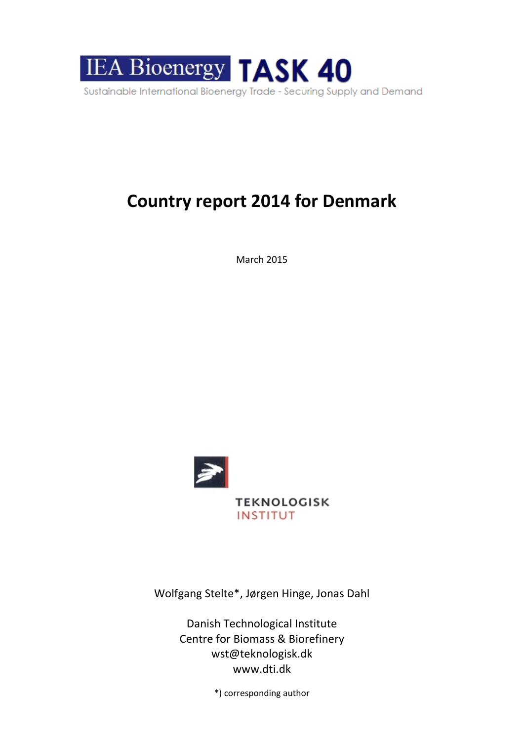IEA Bioenergy TASK 40

Sustainable International Bioenergy Trade - Securing Supply and Demand

# Country report 2014 for Denmark

March 2015

TEKNOLOGISK INSTITUT

Wolfgang Stelte*, Jørgen Hinge, Jonas Dahl

Danish Technological Institute
Centre for Biomass & Biorefinery
wst@teknologisk.dk
www.dti.dk

*) corresponding author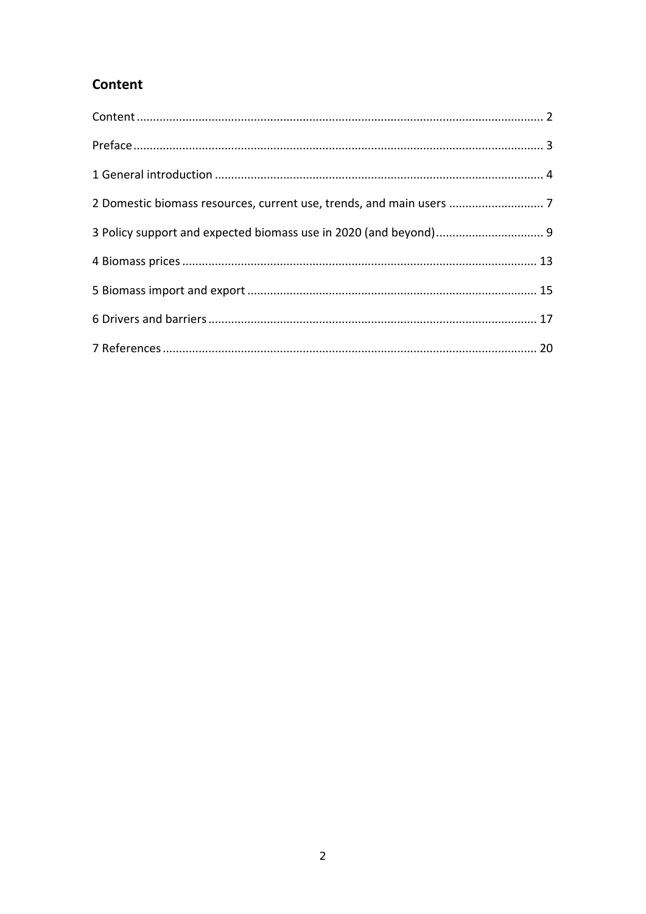## Content

Content ........................................................................................................................... 2

Preface ........................................................................................................................... 3

1 General introduction .................................................................................................. 4

2 Domestic biomass resources, current use, trends, and main users ........................... 7

3 Policy support and expected biomass use in 2020 (and beyond) ................................ 9

4 Biomass prices .......................................................................................................... 13

5 Biomass import and export ...................................................................................... 15

6 Drivers and barriers .................................................................................................. 17

7 References ................................................................................................................ 20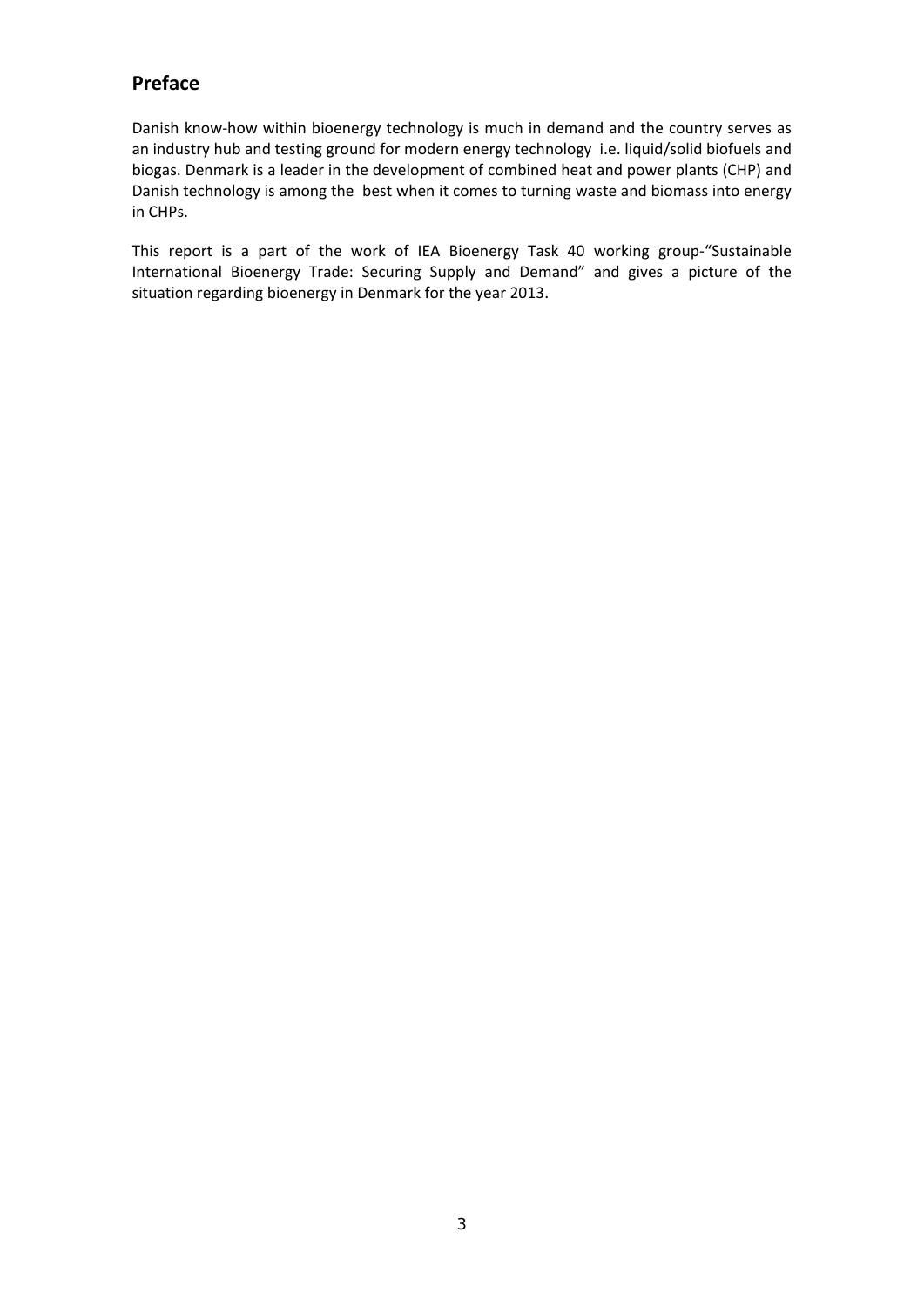## Preface

Danish know-how within bioenergy technology is much in demand and the country serves as an industry hub and testing ground for modern energy technology i.e. liquid/solid biofuels and biogas. Denmark is a leader in the development of combined heat and power plants (CHP) and Danish technology is among the best when it comes to turning waste and biomass into energy in CHPs.

This report is a part of the work of IEA Bioenergy Task 40 working group-"Sustainable International Bioenergy Trade: Securing Supply and Demand" and gives a picture of the situation regarding bioenergy in Denmark for the year 2013.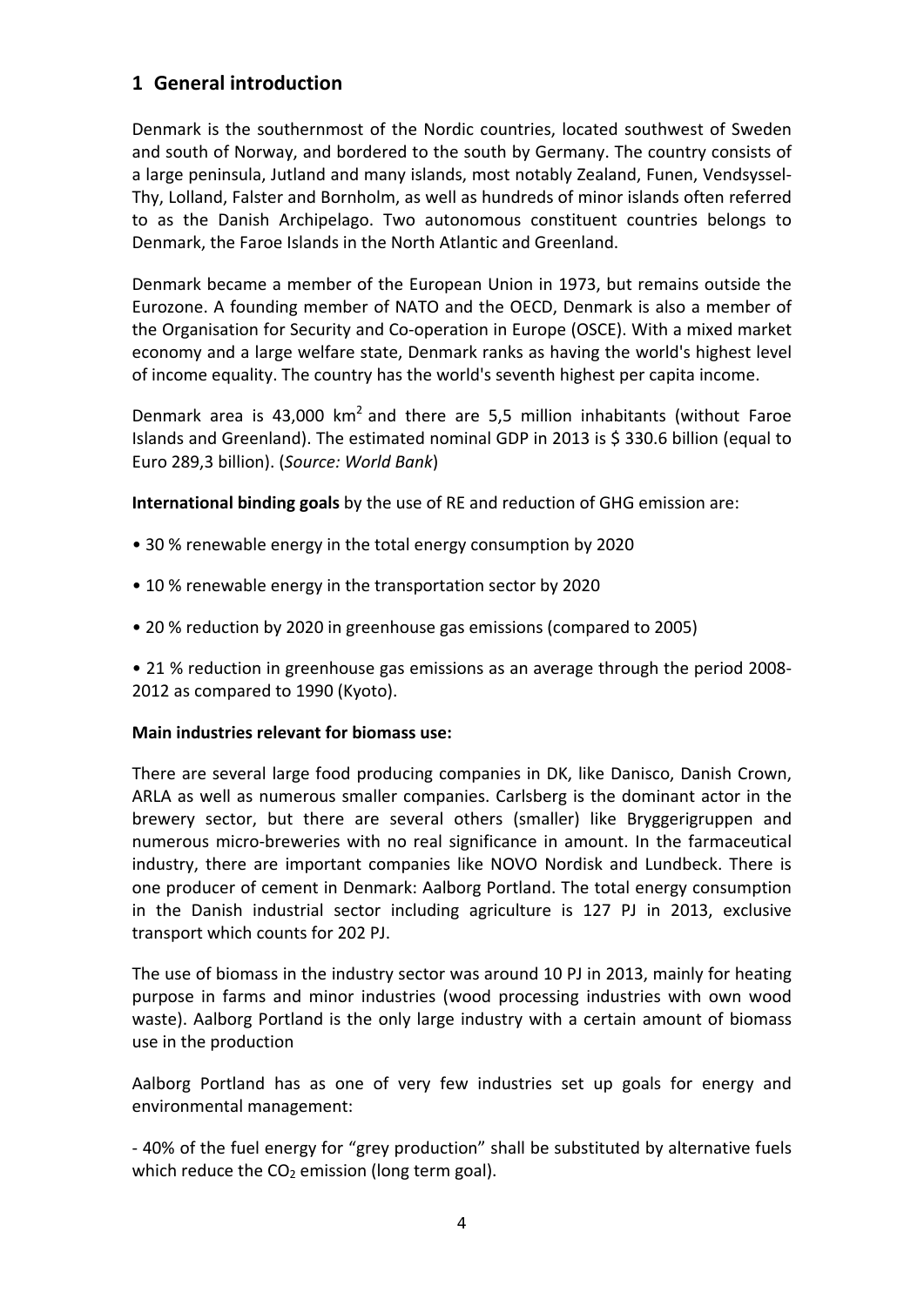# 1 General introduction

Denmark is the southernmost of the Nordic countries, located southwest of Sweden and south of Norway, and bordered to the south by Germany. The country consists of a large peninsula, Jutland and many islands, most notably Zealand, Funen, Vendsyssel-Thy, Lolland, Falster and Bornholm, as well as hundreds of minor islands often referred to as the Danish Archipelago. Two autonomous constituent countries belongs to Denmark, the Faroe Islands in the North Atlantic and Greenland.

Denmark became a member of the European Union in 1973, but remains outside the Eurozone. A founding member of NATO and the OECD, Denmark is also a member of the Organisation for Security and Co-operation in Europe (OSCE). With a mixed market economy and a large welfare state, Denmark ranks as having the world's highest level of income equality. The country has the world's seventh highest per capita income.

Denmark area is 43,000 $km^2$ and there are 5,5 million inhabitants (without Faroe Islands and Greenland). The estimated nominal GDP in 2013 is $ 330.6 billion (equal to Euro 289,3 billion). (*Source: World Bank*)

**International binding goals** by the use of RE and reduction of GHG emission are:

• 30 % renewable energy in the total energy consumption by 2020

• 10 % renewable energy in the transportation sector by 2020

• 20 % reduction by 2020 in greenhouse gas emissions (compared to 2005)

• 21 % reduction in greenhouse gas emissions as an average through the period 2008-2012 as compared to 1990 (Kyoto).

**Main industries relevant for biomass use:**

There are several large food producing companies in DK, like Danisco, Danish Crown, ARLA as well as numerous smaller companies. Carlsberg is the dominant actor in the brewery sector, but there are several others (smaller) like Bryggerigruppen and numerous micro-breweries with no real significance in amount. In the farmaceutical industry, there are important companies like NOVO Nordisk and Lundbeck. There is one producer of cement in Denmark: Aalborg Portland. The total energy consumption in the Danish industrial sector including agriculture is 127 PJ in 2013, exclusive transport which counts for 202 PJ.

The use of biomass in the industry sector was around 10 PJ in 2013, mainly for heating purpose in farms and minor industries (wood processing industries with own wood waste). Aalborg Portland is the only large industry with a certain amount of biomass use in the production

Aalborg Portland has as one of very few industries set up goals for energy and environmental management:

- 40% of the fuel energy for "grey production" shall be substituted by alternative fuels which reduce the $CO_2$ emission (long term goal).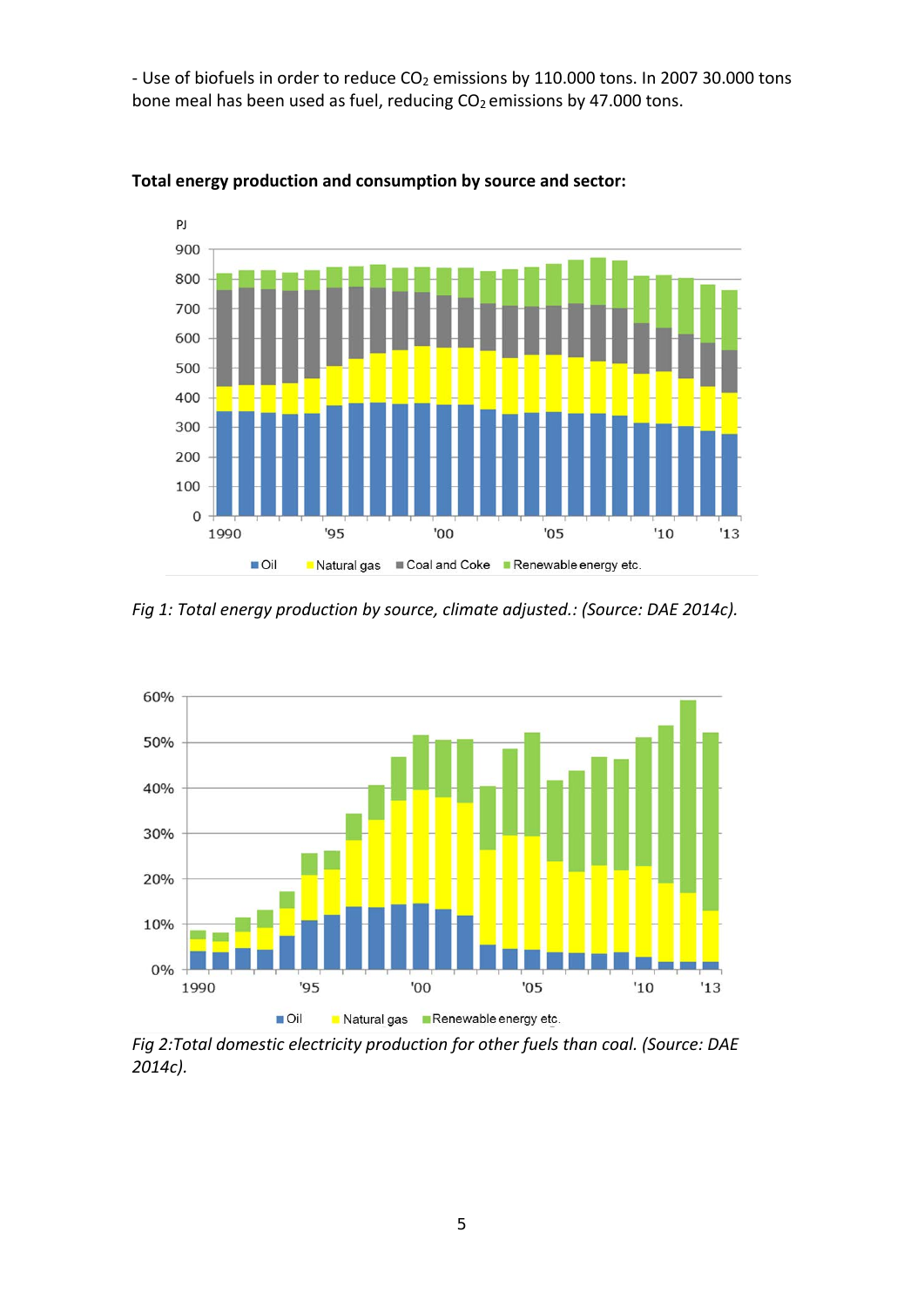- Use of biofuels in order to reduce $CO_2$ emissions by 110.000 tons. In 2007 30.000 tons bone meal has been used as fuel, reducing $CO_2$ emissions by 47.000 tons.

**Total energy production and consumption by source and sector:**

*Fig 1: Total energy production by source, climate adjusted.: (Source: DAE 2014c).*

*Fig 2:Total domestic electricity production for other fuels than coal. (Source: DAE 2014c).*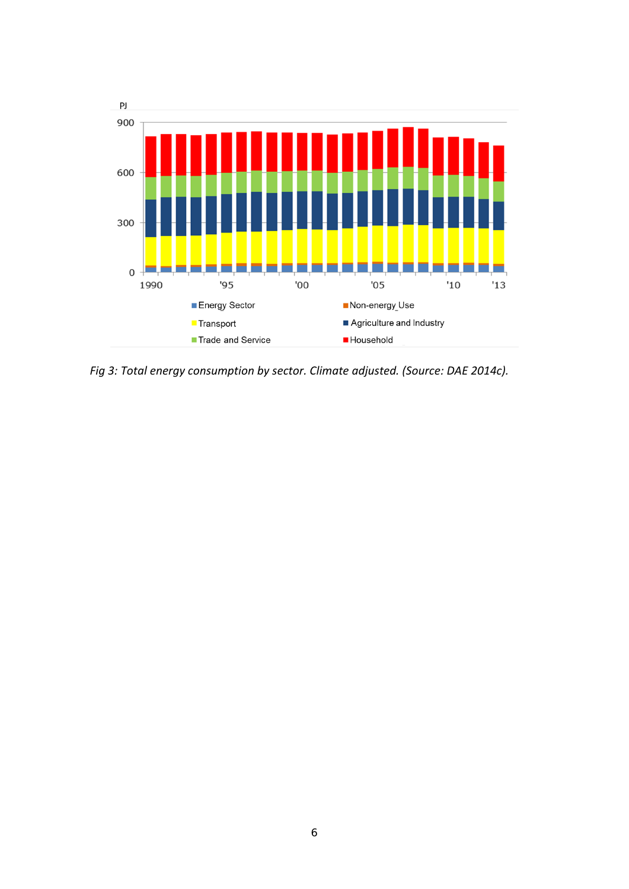*Fig 3: Total energy consumption by sector. Climate adjusted. (Source: DAE 2014c).*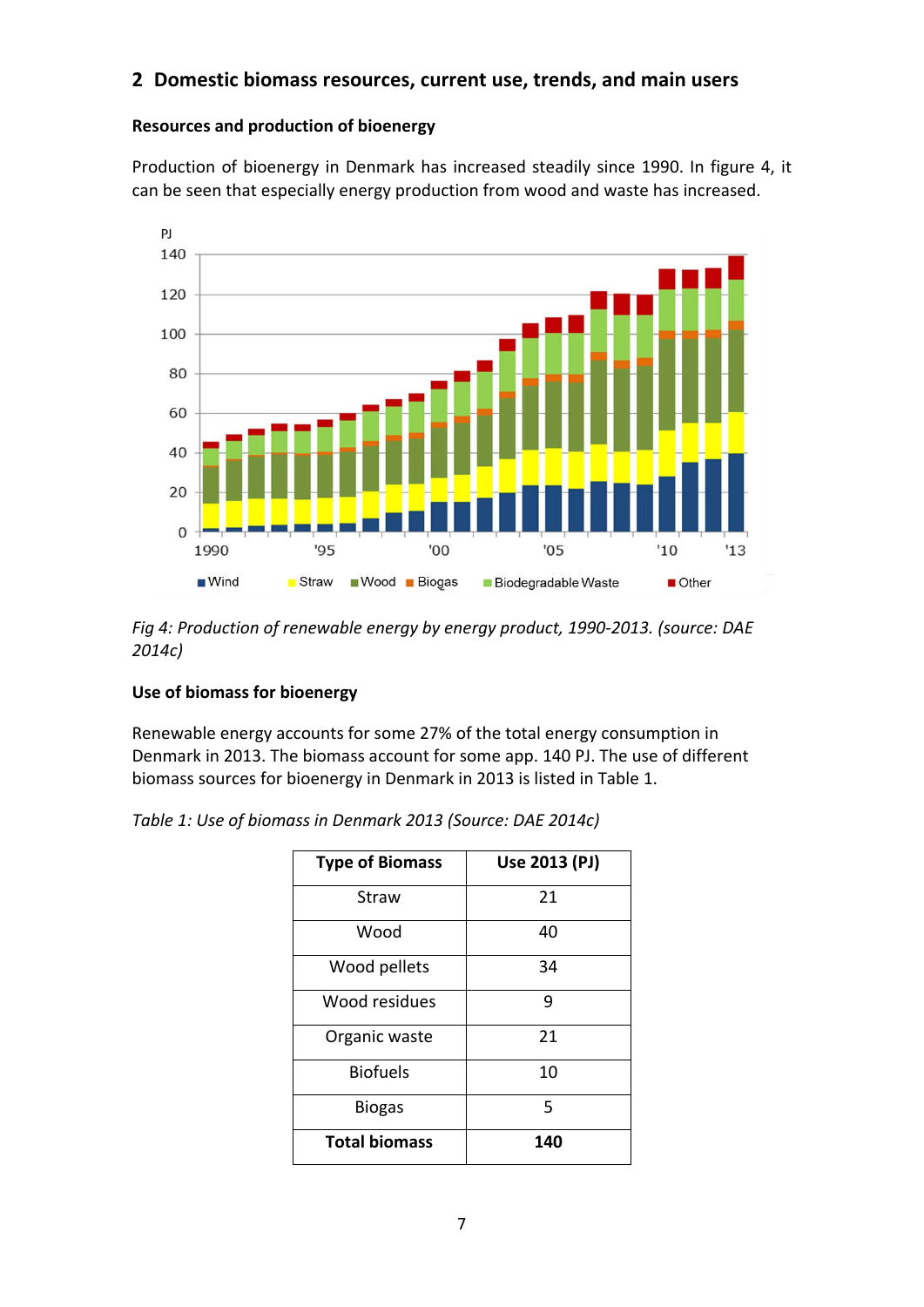## 2 Domestic biomass resources, current use, trends, and main users

### Resources and production of bioenergy

Production of bioenergy in Denmark has increased steadily since 1990. In figure 4, it can be seen that especially energy production from wood and waste has increased.

*Fig 4: Production of renewable energy by energy product, 1990-2013. (source: DAE 2014c)*

### Use of biomass for bioenergy

Renewable energy accounts for some 27% of the total energy consumption in Denmark in 2013. The biomass account for some app. 140 PJ. The use of different biomass sources for bioenergy in Denmark in 2013 is listed in Table 1.

*Table 1: Use of biomass in Denmark 2013 (Source: DAE 2014c)*

| Type of Biomass | Use 2013 (PJ) |
|---|---|
| Straw | 21 |
| Wood | 40 |
| Wood pellets | 34 |
| Wood residues | 9 |
| Organic waste | 21 |
| Biofuels | 10 |
| Biogas | 5 |
| **Total biomass** | **140** |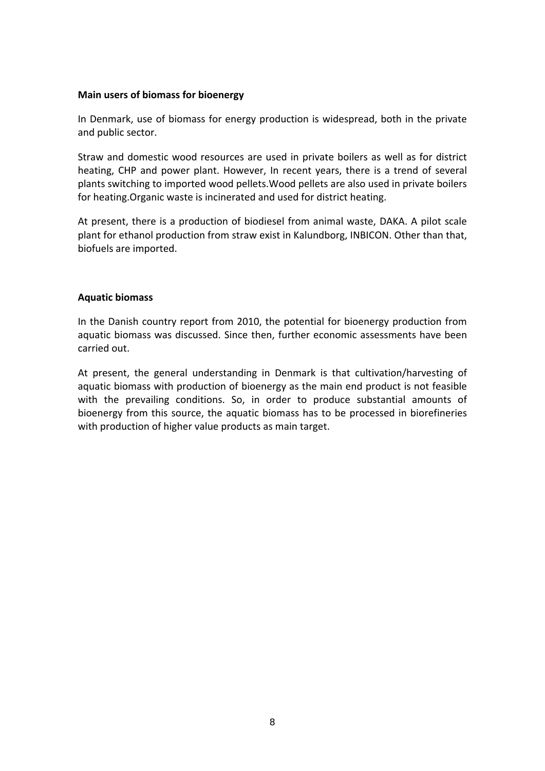**Main users of biomass for bioenergy**

In Denmark, use of biomass for energy production is widespread, both in the private and public sector.

Straw and domestic wood resources are used in private boilers as well as for district heating, CHP and power plant. However, In recent years, there is a trend of several plants switching to imported wood pellets.Wood pellets are also used in private boilers for heating.Organic waste is incinerated and used for district heating.

At present, there is a production of biodiesel from animal waste, DAKA. A pilot scale plant for ethanol production from straw exist in Kalundborg, INBICON. Other than that, biofuels are imported.

**Aquatic biomass**

In the Danish country report from 2010, the potential for bioenergy production from aquatic biomass was discussed. Since then, further economic assessments have been carried out.

At present, the general understanding in Denmark is that cultivation/harvesting of aquatic biomass with production of bioenergy as the main end product is not feasible with the prevailing conditions. So, in order to produce substantial amounts of bioenergy from this source, the aquatic biomass has to be processed in biorefineries with production of higher value products as main target.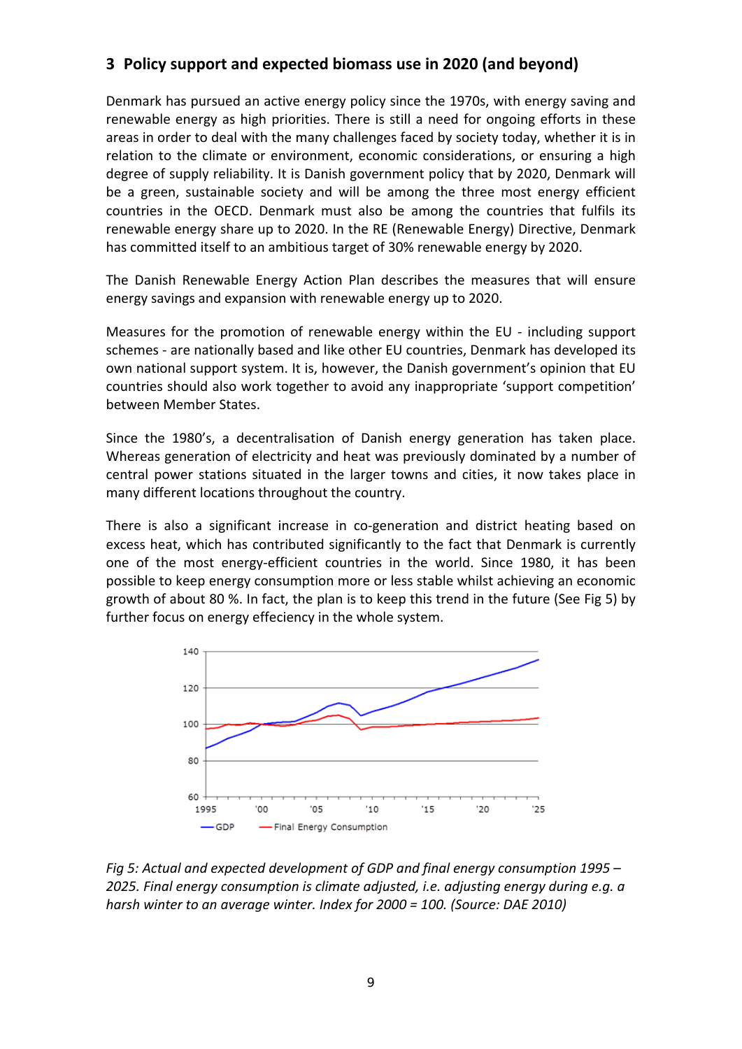## 3 Policy support and expected biomass use in 2020 (and beyond)

Denmark has pursued an active energy policy since the 1970s, with energy saving and renewable energy as high priorities. There is still a need for ongoing efforts in these areas in order to deal with the many challenges faced by society today, whether it is in relation to the climate or environment, economic considerations, or ensuring a high degree of supply reliability. It is Danish government policy that by 2020, Denmark will be a green, sustainable society and will be among the three most energy efficient countries in the OECD. Denmark must also be among the countries that fulfils its renewable energy share up to 2020. In the RE (Renewable Energy) Directive, Denmark has committed itself to an ambitious target of 30% renewable energy by 2020.

The Danish Renewable Energy Action Plan describes the measures that will ensure energy savings and expansion with renewable energy up to 2020.

Measures for the promotion of renewable energy within the EU - including support schemes - are nationally based and like other EU countries, Denmark has developed its own national support system. It is, however, the Danish government's opinion that EU countries should also work together to avoid any inappropriate 'support competition' between Member States.

Since the 1980's, a decentralisation of Danish energy generation has taken place. Whereas generation of electricity and heat was previously dominated by a number of central power stations situated in the larger towns and cities, it now takes place in many different locations throughout the country.

There is also a significant increase in co-generation and district heating based on excess heat, which has contributed significantly to the fact that Denmark is currently one of the most energy-efficient countries in the world. Since 1980, it has been possible to keep energy consumption more or less stable whilst achieving an economic growth of about 80 %. In fact, the plan is to keep this trend in the future (See Fig 5) by further focus on energy effeciency in the whole system.

*Fig 5: Actual and expected development of GDP and final energy consumption 1995 – 2025. Final energy consumption is climate adjusted, i.e. adjusting energy during e.g. a harsh winter to an average winter. Index for 2000 = 100. (Source: DAE 2010)*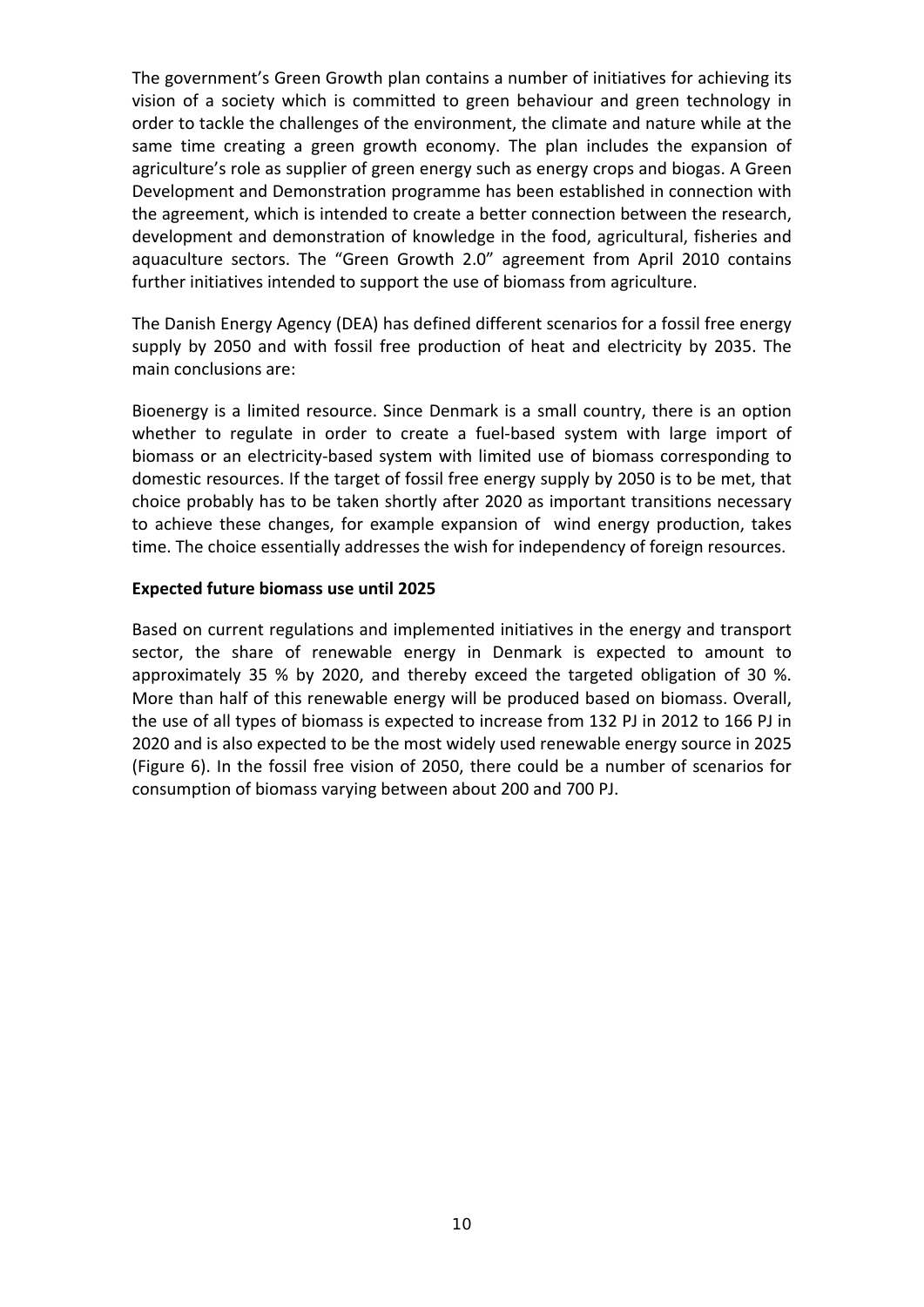The government's Green Growth plan contains a number of initiatives for achieving its vision of a society which is committed to green behaviour and green technology in order to tackle the challenges of the environment, the climate and nature while at the same time creating a green growth economy. The plan includes the expansion of agriculture's role as supplier of green energy such as energy crops and biogas. A Green Development and Demonstration programme has been established in connection with the agreement, which is intended to create a better connection between the research, development and demonstration of knowledge in the food, agricultural, fisheries and aquaculture sectors. The "Green Growth 2.0" agreement from April 2010 contains further initiatives intended to support the use of biomass from agriculture.

The Danish Energy Agency (DEA) has defined different scenarios for a fossil free energy supply by 2050 and with fossil free production of heat and electricity by 2035. The main conclusions are:

Bioenergy is a limited resource. Since Denmark is a small country, there is an option whether to regulate in order to create a fuel-based system with large import of biomass or an electricity-based system with limited use of biomass corresponding to domestic resources. If the target of fossil free energy supply by 2050 is to be met, that choice probably has to be taken shortly after 2020 as important transitions necessary to achieve these changes, for example expansion of wind energy production, takes time. The choice essentially addresses the wish for independency of foreign resources.

**Expected future biomass use until 2025**

Based on current regulations and implemented initiatives in the energy and transport sector, the share of renewable energy in Denmark is expected to amount to approximately 35 % by 2020, and thereby exceed the targeted obligation of 30 %. More than half of this renewable energy will be produced based on biomass. Overall, the use of all types of biomass is expected to increase from 132 PJ in 2012 to 166 PJ in 2020 and is also expected to be the most widely used renewable energy source in 2025 (Figure 6). In the fossil free vision of 2050, there could be a number of scenarios for consumption of biomass varying between about 200 and 700 PJ.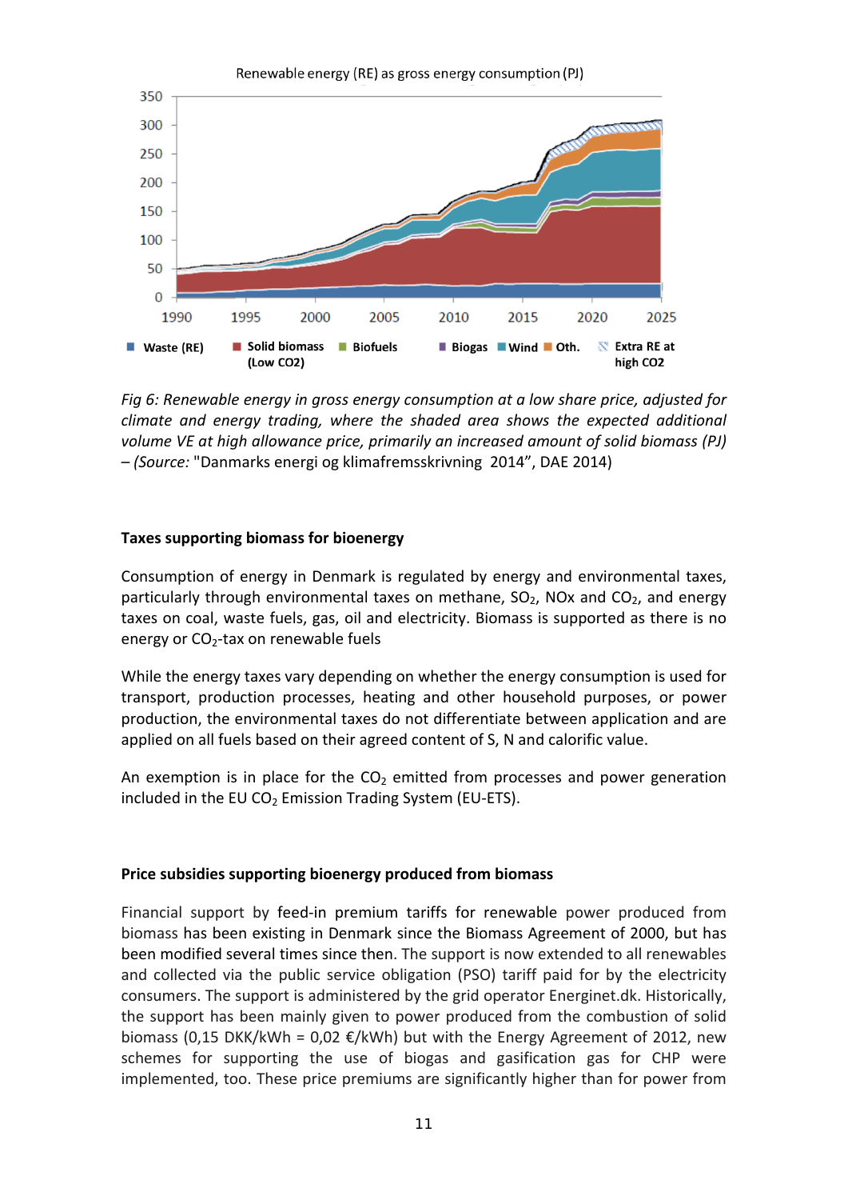*Fig 6: Renewable energy in gross energy consumption at a low share price, adjusted for climate and energy trading, where the shaded area shows the expected additional volume VE at high allowance price, primarily an increased amount of solid biomass (PJ) – (Source:* "Danmarks energi og klimafremsskrivning 2014", DAE 2014)

**Taxes supporting biomass for bioenergy**

Consumption of energy in Denmark is regulated by energy and environmental taxes, particularly through environmental taxes on methane, $SO_2$, NOx and $CO_2$, and energy taxes on coal, waste fuels, gas, oil and electricity. Biomass is supported as there is no energy or $CO_2$-tax on renewable fuels

While the energy taxes vary depending on whether the energy consumption is used for transport, production processes, heating and other household purposes, or power production, the environmental taxes do not differentiate between application and are applied on all fuels based on their agreed content of S, N and calorific value.

An exemption is in place for the $CO_2$ emitted from processes and power generation included in the EU $CO_2$ Emission Trading System (EU-ETS).

**Price subsidies supporting bioenergy produced from biomass**

Financial support by feed-in premium tariffs for renewable power produced from biomass has been existing in Denmark since the Biomass Agreement of 2000, but has been modified several times since then. The support is now extended to all renewables and collected via the public service obligation (PSO) tariff paid for by the electricity consumers. The support is administered by the grid operator Energinet.dk. Historically, the support has been mainly given to power produced from the combustion of solid biomass (0,15 DKK/kWh = 0,02 €/kWh) but with the Energy Agreement of 2012, new schemes for supporting the use of biogas and gasification gas for CHP were implemented, too. These price premiums are significantly higher than for power from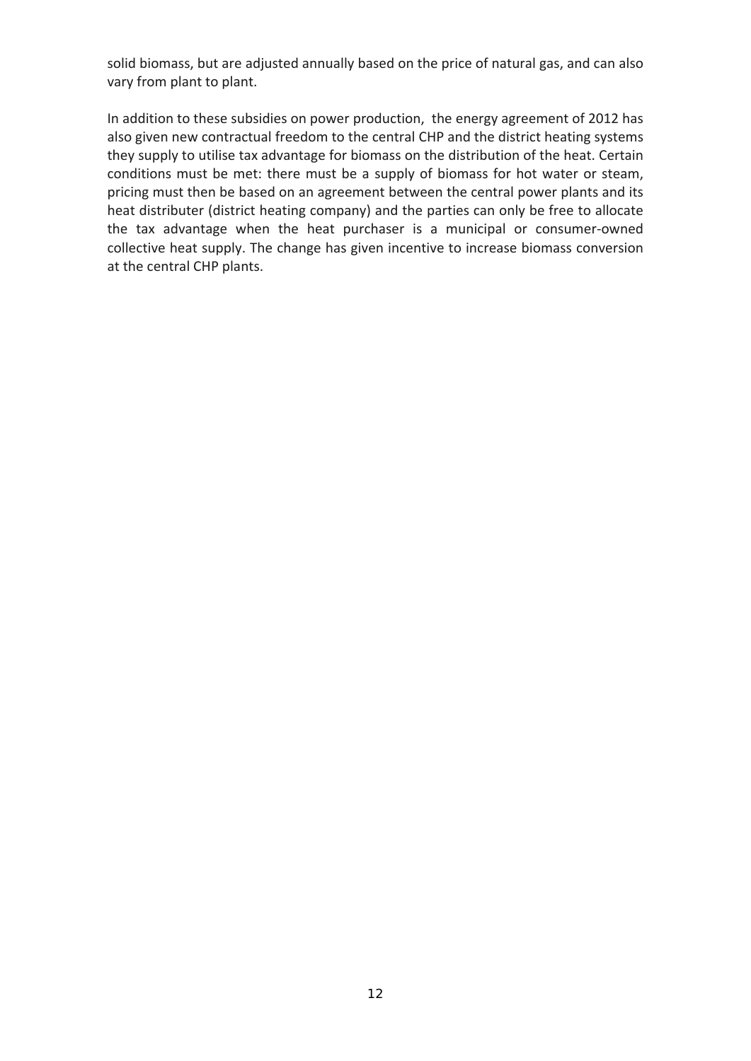solid biomass, but are adjusted annually based on the price of natural gas, and can also vary from plant to plant.

In addition to these subsidies on power production, the energy agreement of 2012 has also given new contractual freedom to the central CHP and the district heating systems they supply to utilise tax advantage for biomass on the distribution of the heat. Certain conditions must be met: there must be a supply of biomass for hot water or steam, pricing must then be based on an agreement between the central power plants and its heat distributer (district heating company) and the parties can only be free to allocate the tax advantage when the heat purchaser is a municipal or consumer-owned collective heat supply. The change has given incentive to increase biomass conversion at the central CHP plants.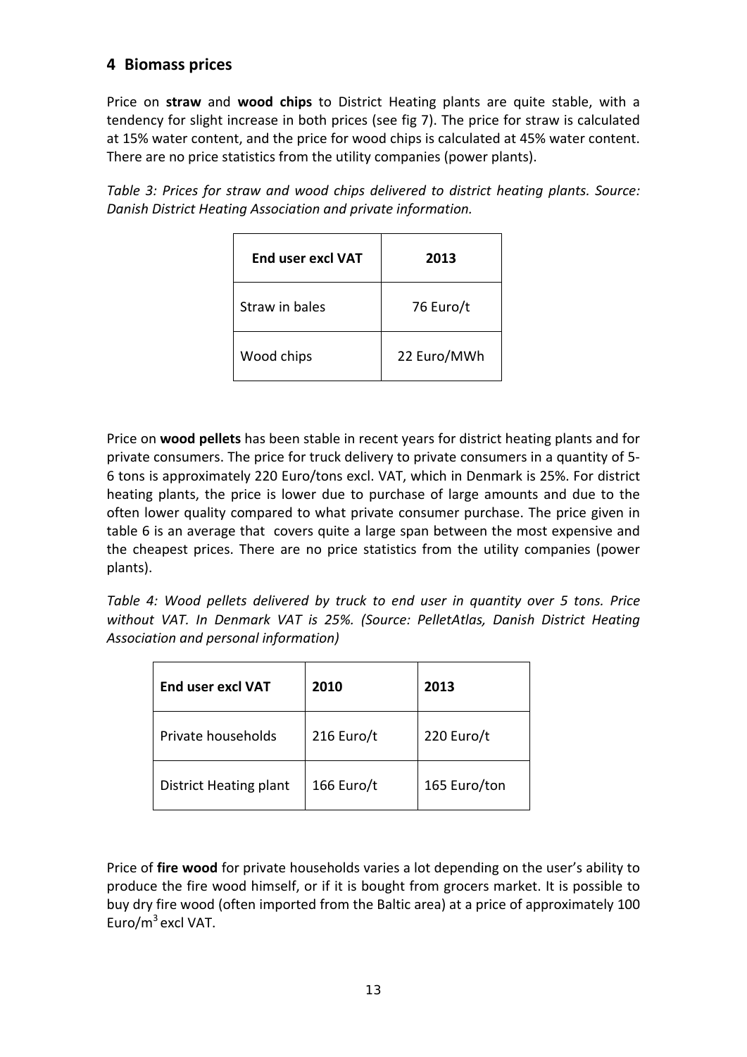## 4 Biomass prices

Price on **straw** and **wood chips** to District Heating plants are quite stable, with a tendency for slight increase in both prices (see fig 7). The price for straw is calculated at 15% water content, and the price for wood chips is calculated at 45% water content. There are no price statistics from the utility companies (power plants).

*Table 3: Prices for straw and wood chips delivered to district heating plants. Source: Danish District Heating Association and private information.*

| End user excl VAT | 2013 |
| --- | --- |
| Straw in bales | 76 Euro/t |
| Wood chips | 22 Euro/MWh |

Price on **wood pellets** has been stable in recent years for district heating plants and for private consumers. The price for truck delivery to private consumers in a quantity of 5-6 tons is approximately 220 Euro/tons excl. VAT, which in Denmark is 25%. For district heating plants, the price is lower due to purchase of large amounts and due to the often lower quality compared to what private consumer purchase. The price given in table 6 is an average that covers quite a large span between the most expensive and the cheapest prices. There are no price statistics from the utility companies (power plants).

*Table 4: Wood pellets delivered by truck to end user in quantity over 5 tons. Price without VAT. In Denmark VAT is 25%. (Source: PelletAtlas, Danish District Heating Association and personal information)*

| End user excl VAT | 2010 | 2013 |
| --- | --- | --- |
| Private households | 216 Euro/t | 220 Euro/t |
| District Heating plant | 166 Euro/t | 165 Euro/ton |

Price of **fire wood** for private households varies a lot depending on the user's ability to produce the fire wood himself, or if it is bought from grocers market. It is possible to buy dry fire wood (often imported from the Baltic area) at a price of approximately 100 Euro/$m^3$ excl VAT.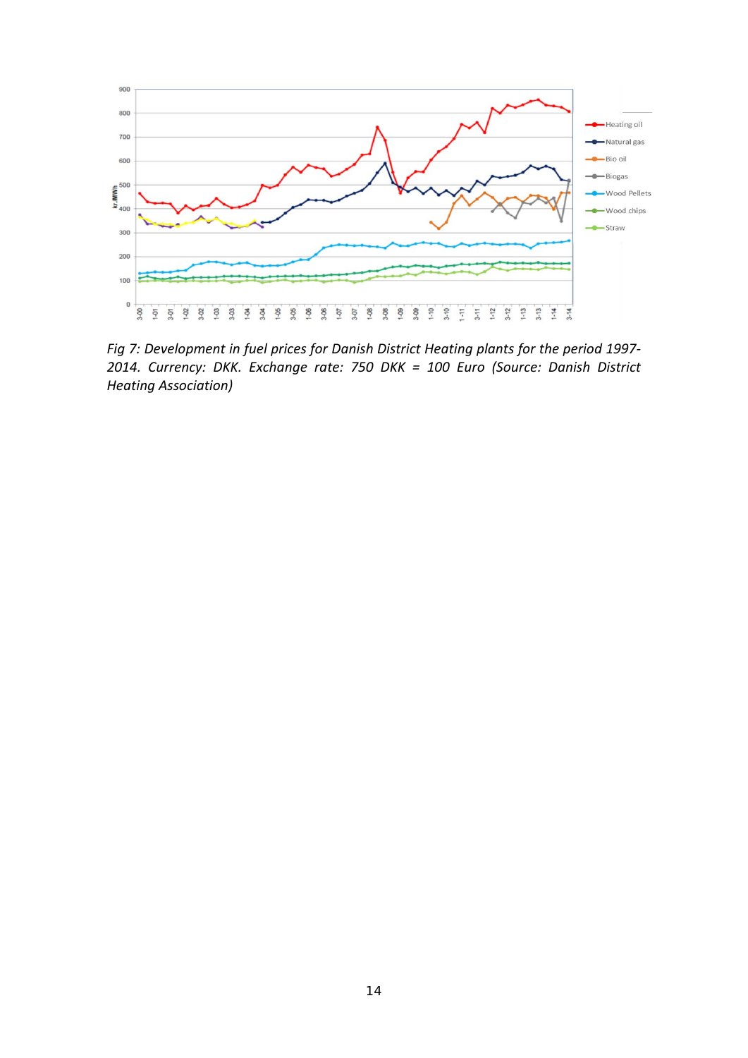*Fig 7: Development in fuel prices for Danish District Heating plants for the period 1997-2014. Currency: DKK. Exchange rate: 750 DKK = 100 Euro (Source: Danish District Heating Association)*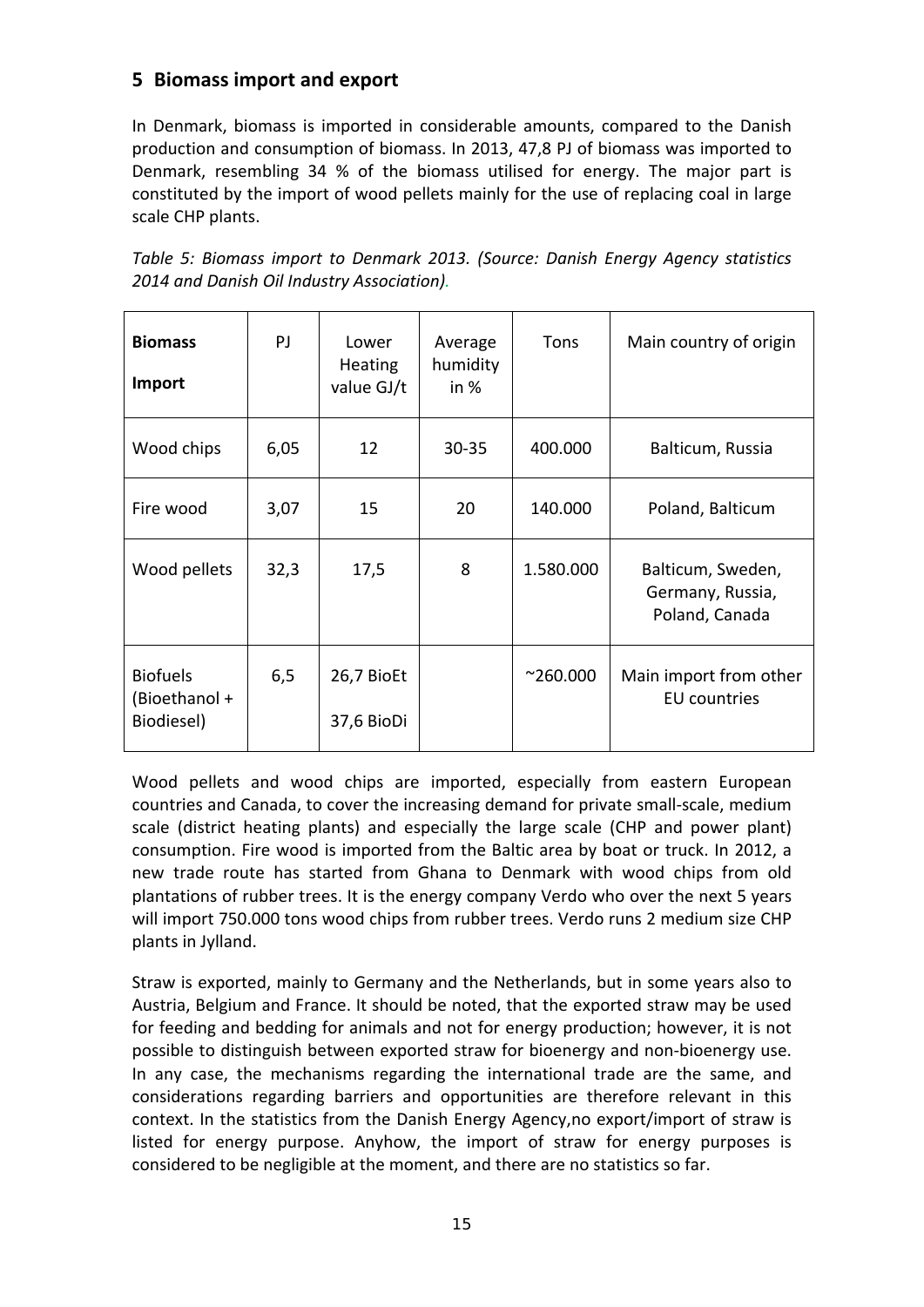## 5 Biomass import and export

In Denmark, biomass is imported in considerable amounts, compared to the Danish production and consumption of biomass. In 2013, 47,8 PJ of biomass was imported to Denmark, resembling 34 % of the biomass utilised for energy. The major part is constituted by the import of wood pellets mainly for the use of replacing coal in large scale CHP plants.

*Table 5: Biomass import to Denmark 2013. (Source: Danish Energy Agency statistics 2014 and Danish Oil Industry Association).*

| **Biomass Import** | PJ | Lower Heating value GJ/t | Average humidity in % | Tons | Main country of origin |
|---|---|---|---|---|---|
| Wood chips | 6,05 | 12 | 30-35 | 400.000 | Balticum, Russia |
| Fire wood | 3,07 | 15 | 20 | 140.000 | Poland, Balticum |
| Wood pellets | 32,3 | 17,5 | 8 | 1.580.000 | Balticum, Sweden, Germany, Russia, Poland, Canada |
| Biofuels (Bioethanol + Biodiesel) | 6,5 | 26,7 BioEt<br>37,6 BioDi | | ~260.000 | Main import from other EU countries |

Wood pellets and wood chips are imported, especially from eastern European countries and Canada, to cover the increasing demand for private small-scale, medium scale (district heating plants) and especially the large scale (CHP and power plant) consumption. Fire wood is imported from the Baltic area by boat or truck. In 2012, a new trade route has started from Ghana to Denmark with wood chips from old plantations of rubber trees. It is the energy company Verdo who over the next 5 years will import 750.000 tons wood chips from rubber trees. Verdo runs 2 medium size CHP plants in Jylland.

Straw is exported, mainly to Germany and the Netherlands, but in some years also to Austria, Belgium and France. It should be noted, that the exported straw may be used for feeding and bedding for animals and not for energy production; however, it is not possible to distinguish between exported straw for bioenergy and non-bioenergy use. In any case, the mechanisms regarding the international trade are the same, and considerations regarding barriers and opportunities are therefore relevant in this context. In the statistics from the Danish Energy Agency,no export/import of straw is listed for energy purpose. Anyhow, the import of straw for energy purposes is considered to be negligible at the moment, and there are no statistics so far.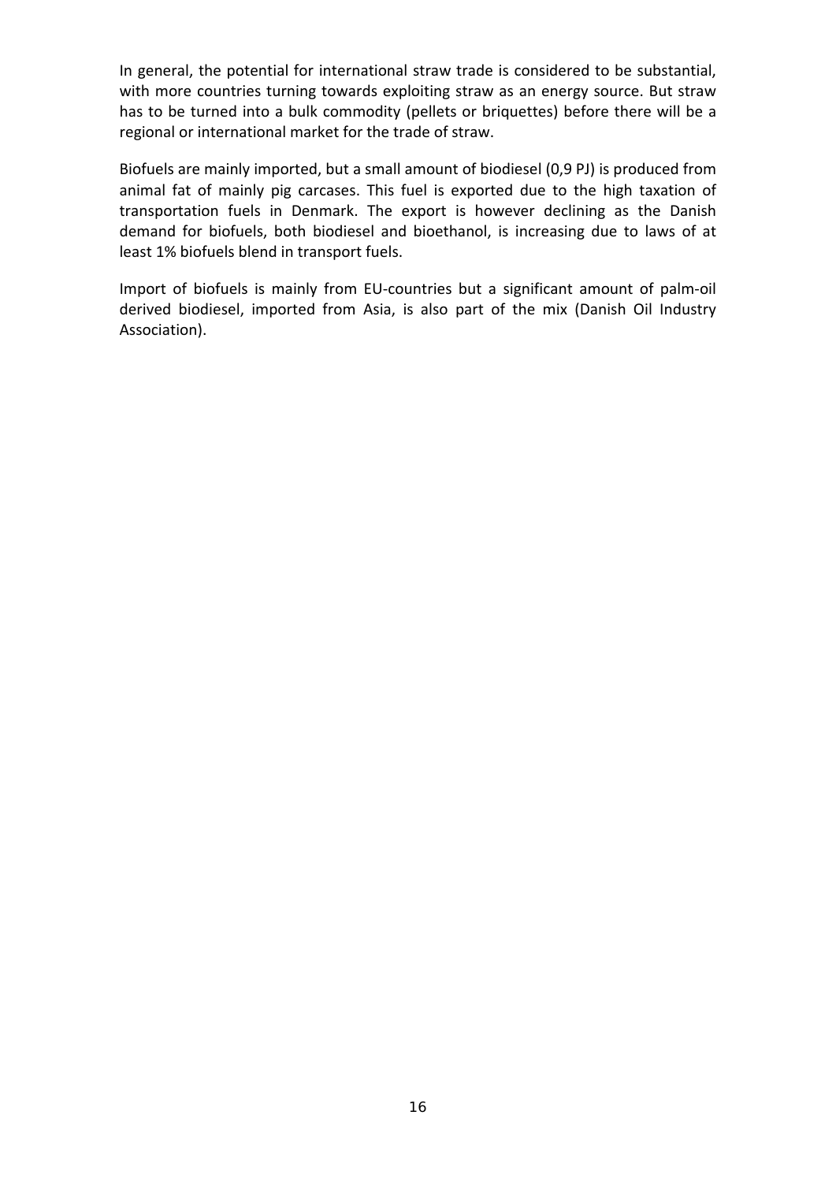In general, the potential for international straw trade is considered to be substantial, with more countries turning towards exploiting straw as an energy source. But straw has to be turned into a bulk commodity (pellets or briquettes) before there will be a regional or international market for the trade of straw.

Biofuels are mainly imported, but a small amount of biodiesel (0,9 PJ) is produced from animal fat of mainly pig carcases. This fuel is exported due to the high taxation of transportation fuels in Denmark. The export is however declining as the Danish demand for biofuels, both biodiesel and bioethanol, is increasing due to laws of at least 1% biofuels blend in transport fuels.

Import of biofuels is mainly from EU-countries but a significant amount of palm-oil derived biodiesel, imported from Asia, is also part of the mix (Danish Oil Industry Association).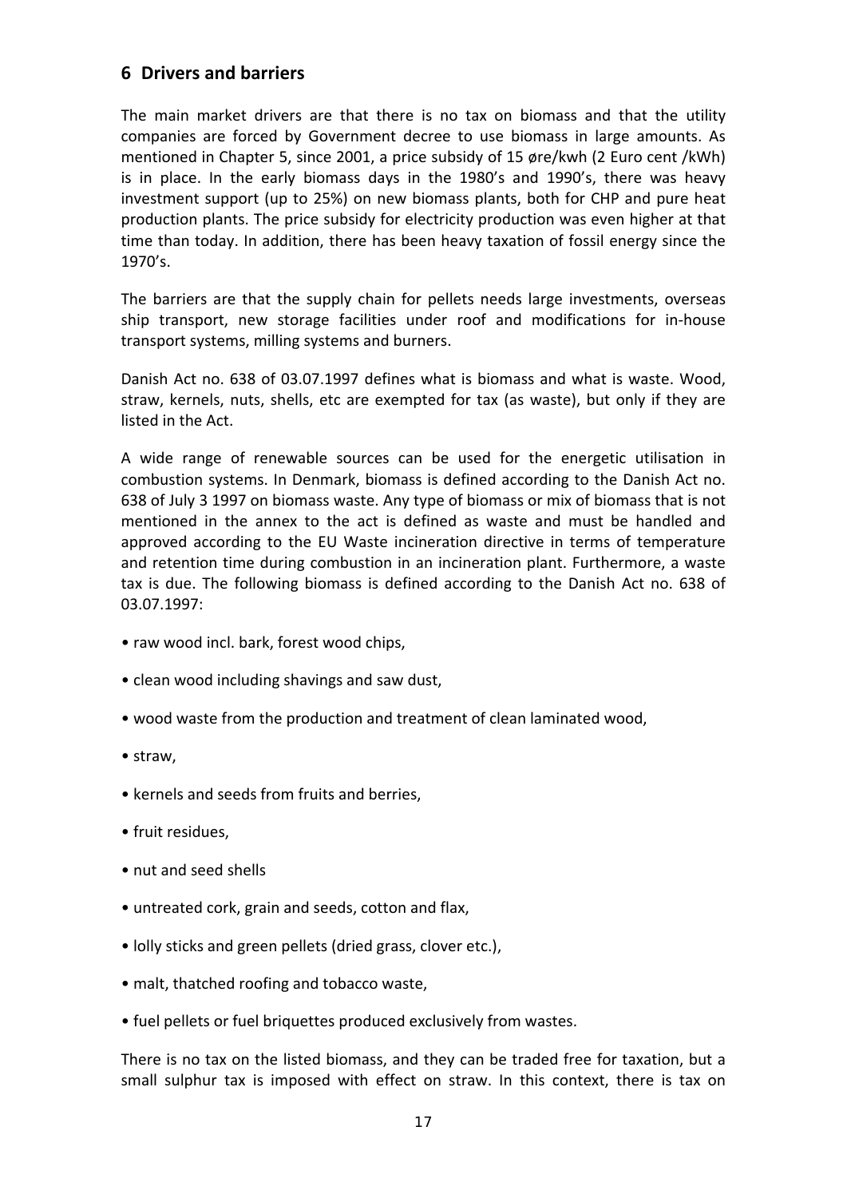## 6 Drivers and barriers

The main market drivers are that there is no tax on biomass and that the utility companies are forced by Government decree to use biomass in large amounts. As mentioned in Chapter 5, since 2001, a price subsidy of 15 øre/kwh (2 Euro cent /kWh) is in place. In the early biomass days in the 1980's and 1990's, there was heavy investment support (up to 25%) on new biomass plants, both for CHP and pure heat production plants. The price subsidy for electricity production was even higher at that time than today. In addition, there has been heavy taxation of fossil energy since the 1970's.

The barriers are that the supply chain for pellets needs large investments, overseas ship transport, new storage facilities under roof and modifications for in-house transport systems, milling systems and burners.

Danish Act no. 638 of 03.07.1997 defines what is biomass and what is waste. Wood, straw, kernels, nuts, shells, etc are exempted for tax (as waste), but only if they are listed in the Act.

A wide range of renewable sources can be used for the energetic utilisation in combustion systems. In Denmark, biomass is defined according to the Danish Act no. 638 of July 3 1997 on biomass waste. Any type of biomass or mix of biomass that is not mentioned in the annex to the act is defined as waste and must be handled and approved according to the EU Waste incineration directive in terms of temperature and retention time during combustion in an incineration plant. Furthermore, a waste tax is due. The following biomass is defined according to the Danish Act no. 638 of 03.07.1997:

- raw wood incl. bark, forest wood chips,
- clean wood including shavings and saw dust,
- wood waste from the production and treatment of clean laminated wood,
- straw,
- kernels and seeds from fruits and berries,
- fruit residues,
- nut and seed shells
- untreated cork, grain and seeds, cotton and flax,
- lolly sticks and green pellets (dried grass, clover etc.),
- malt, thatched roofing and tobacco waste,
- fuel pellets or fuel briquettes produced exclusively from wastes.

There is no tax on the listed biomass, and they can be traded free for taxation, but a small sulphur tax is imposed with effect on straw. In this context, there is tax on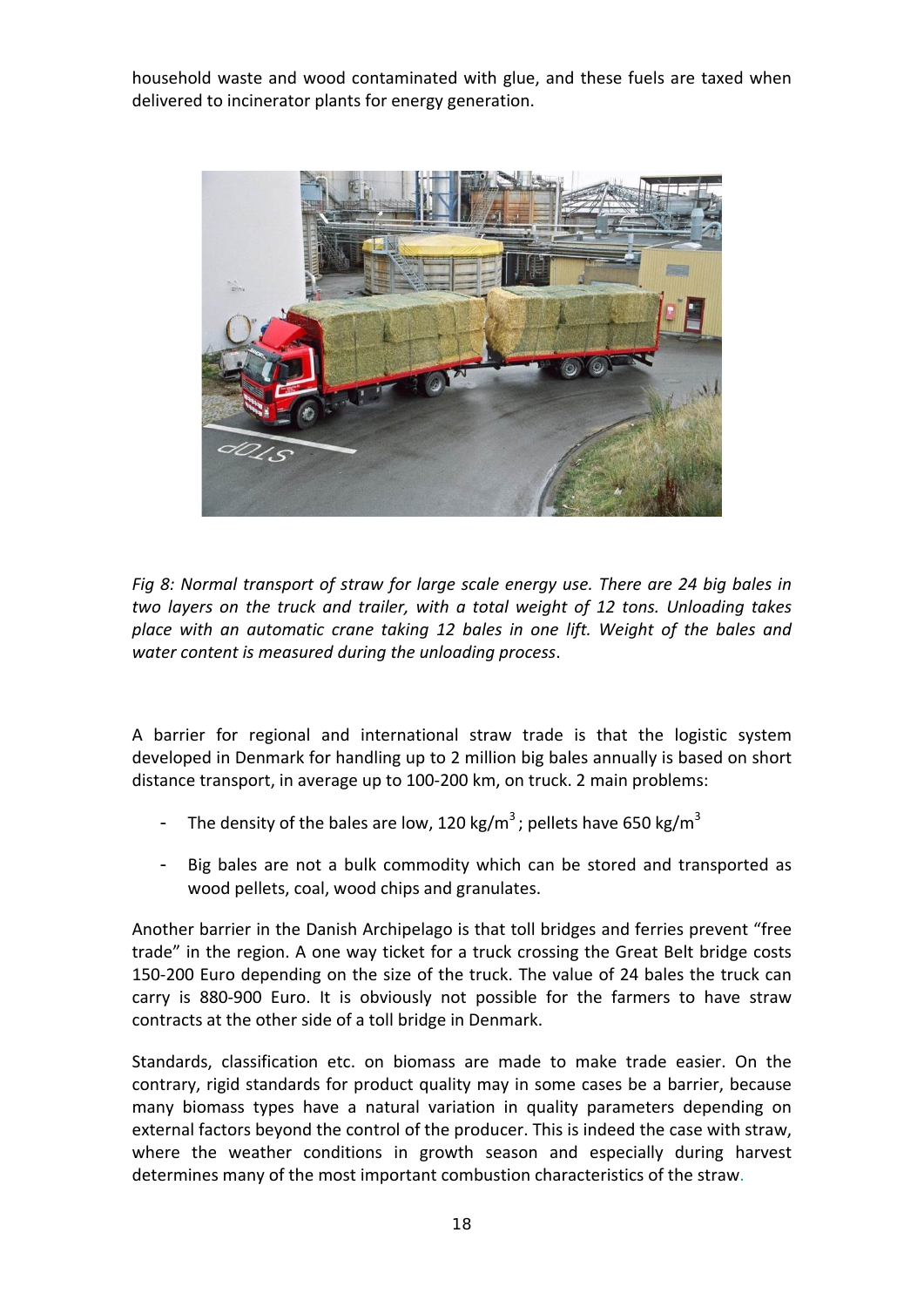household waste and wood contaminated with glue, and these fuels are taxed when delivered to incinerator plants for energy generation.

*Fig 8: Normal transport of straw for large scale energy use. There are 24 big bales in two layers on the truck and trailer, with a total weight of 12 tons. Unloading takes place with an automatic crane taking 12 bales in one lift. Weight of the bales and water content is measured during the unloading process*.

A barrier for regional and international straw trade is that the logistic system developed in Denmark for handling up to 2 million big bales annually is based on short distance transport, in average up to 100-200 km, on truck. 2 main problems:

- The density of the bales are low, 120 kg/m$^3$; pellets have 650 kg/m$^3$
- Big bales are not a bulk commodity which can be stored and transported as wood pellets, coal, wood chips and granulates.

Another barrier in the Danish Archipelago is that toll bridges and ferries prevent "free trade" in the region. A one way ticket for a truck crossing the Great Belt bridge costs 150-200 Euro depending on the size of the truck. The value of 24 bales the truck can carry is 880-900 Euro. It is obviously not possible for the farmers to have straw contracts at the other side of a toll bridge in Denmark.

Standards, classification etc. on biomass are made to make trade easier. On the contrary, rigid standards for product quality may in some cases be a barrier, because many biomass types have a natural variation in quality parameters depending on external factors beyond the control of the producer. This is indeed the case with straw, where the weather conditions in growth season and especially during harvest determines many of the most important combustion characteristics of the straw.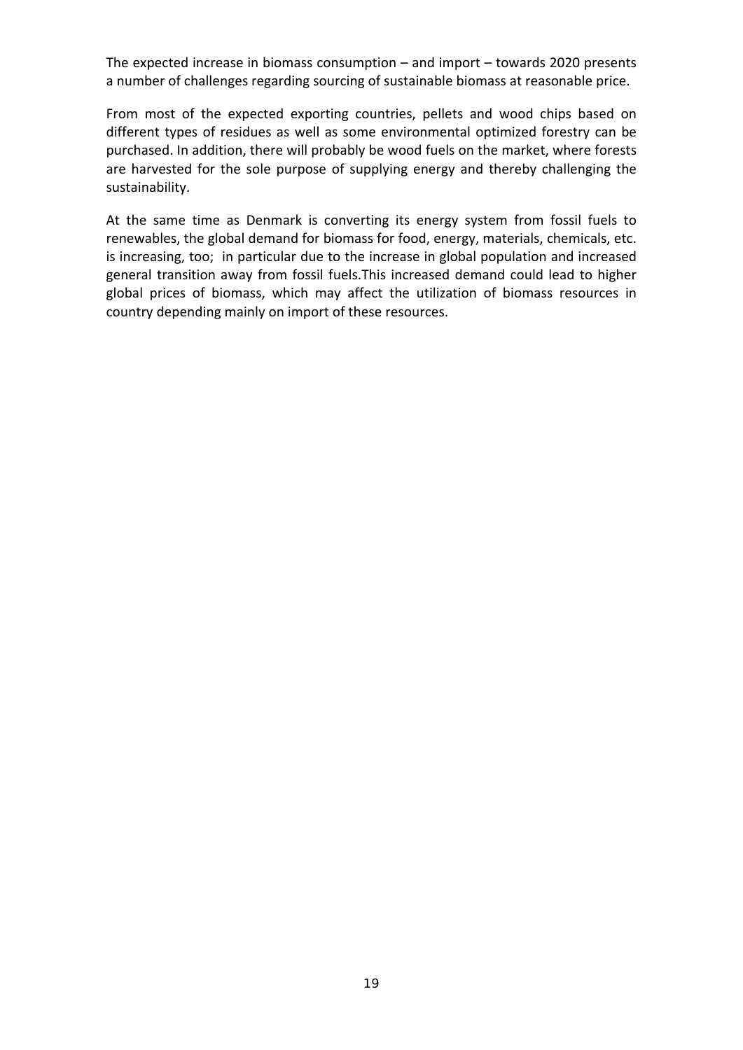The expected increase in biomass consumption – and import – towards 2020 presents a number of challenges regarding sourcing of sustainable biomass at reasonable price.

From most of the expected exporting countries, pellets and wood chips based on different types of residues as well as some environmental optimized forestry can be purchased. In addition, there will probably be wood fuels on the market, where forests are harvested for the sole purpose of supplying energy and thereby challenging the sustainability.

At the same time as Denmark is converting its energy system from fossil fuels to renewables, the global demand for biomass for food, energy, materials, chemicals, etc. is increasing, too; in particular due to the increase in global population and increased general transition away from fossil fuels.This increased demand could lead to higher global prices of biomass, which may affect the utilization of biomass resources in country depending mainly on import of these resources.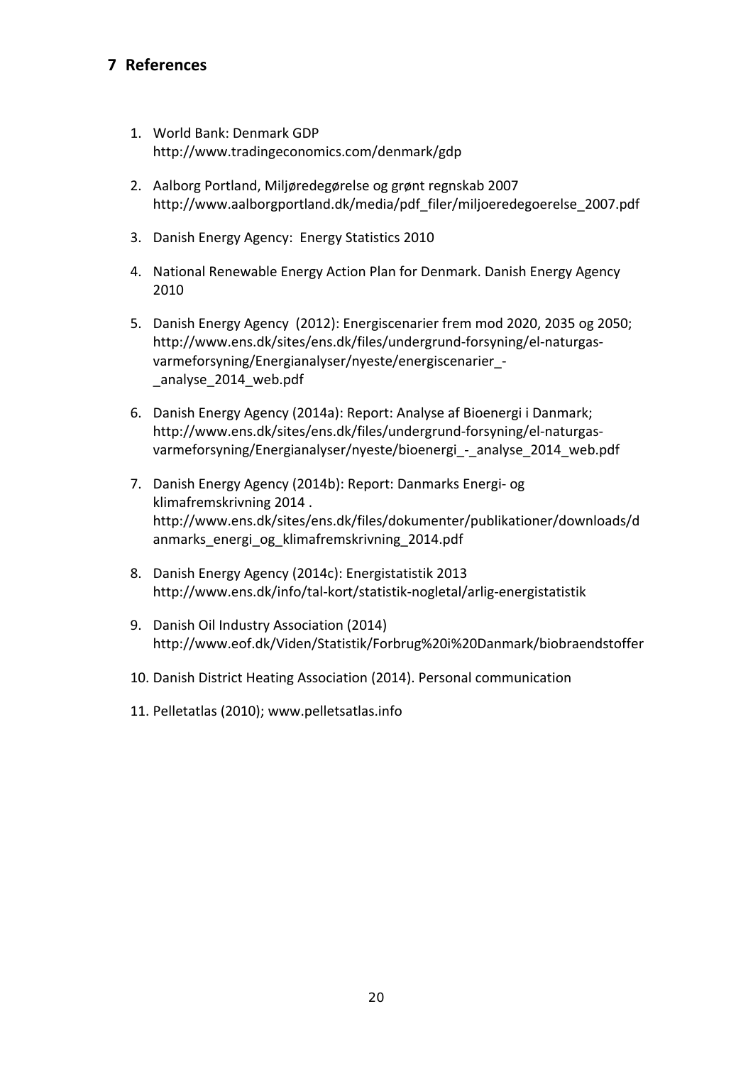# 7 References

1. World Bank: Denmark GDP
   http://www.tradingeconomics.com/denmark/gdp

2. Aalborg Portland, Miljøredegørelse og grønt regnskab 2007
   http://www.aalborgportland.dk/media/pdf_filer/miljoeredegoerelse_2007.pdf

3. Danish Energy Agency: Energy Statistics 2010

4. National Renewable Energy Action Plan for Denmark. Danish Energy Agency 2010

5. Danish Energy Agency (2012): Energiscenarier frem mod 2020, 2035 og 2050; http://www.ens.dk/sites/ens.dk/files/undergrund-forsyning/el-naturgas-varmeforsyning/Energianalyser/nyeste/energiscenarier_-_analyse_2014_web.pdf

6. Danish Energy Agency (2014a): Report: Analyse af Bioenergi i Danmark; http://www.ens.dk/sites/ens.dk/files/undergrund-forsyning/el-naturgas-varmeforsyning/Energianalyser/nyeste/bioenergi_-_analyse_2014_web.pdf

7. Danish Energy Agency (2014b): Report: Danmarks Energi- og klimafremskrivning 2014 . http://www.ens.dk/sites/ens.dk/files/dokumenter/publikationer/downloads/danmarks_energi_og_klimafremskrivning_2014.pdf

8. Danish Energy Agency (2014c): Energistatistik 2013
   http://www.ens.dk/info/tal-kort/statistik-nogletal/arlig-energistatistik

9. Danish Oil Industry Association (2014)
   http://www.eof.dk/Viden/Statistik/Forbrug%20i%20Danmark/biobraendstoffer

10. Danish District Heating Association (2014). Personal communication

11. Pelletatlas (2010); www.pelletsatlas.info